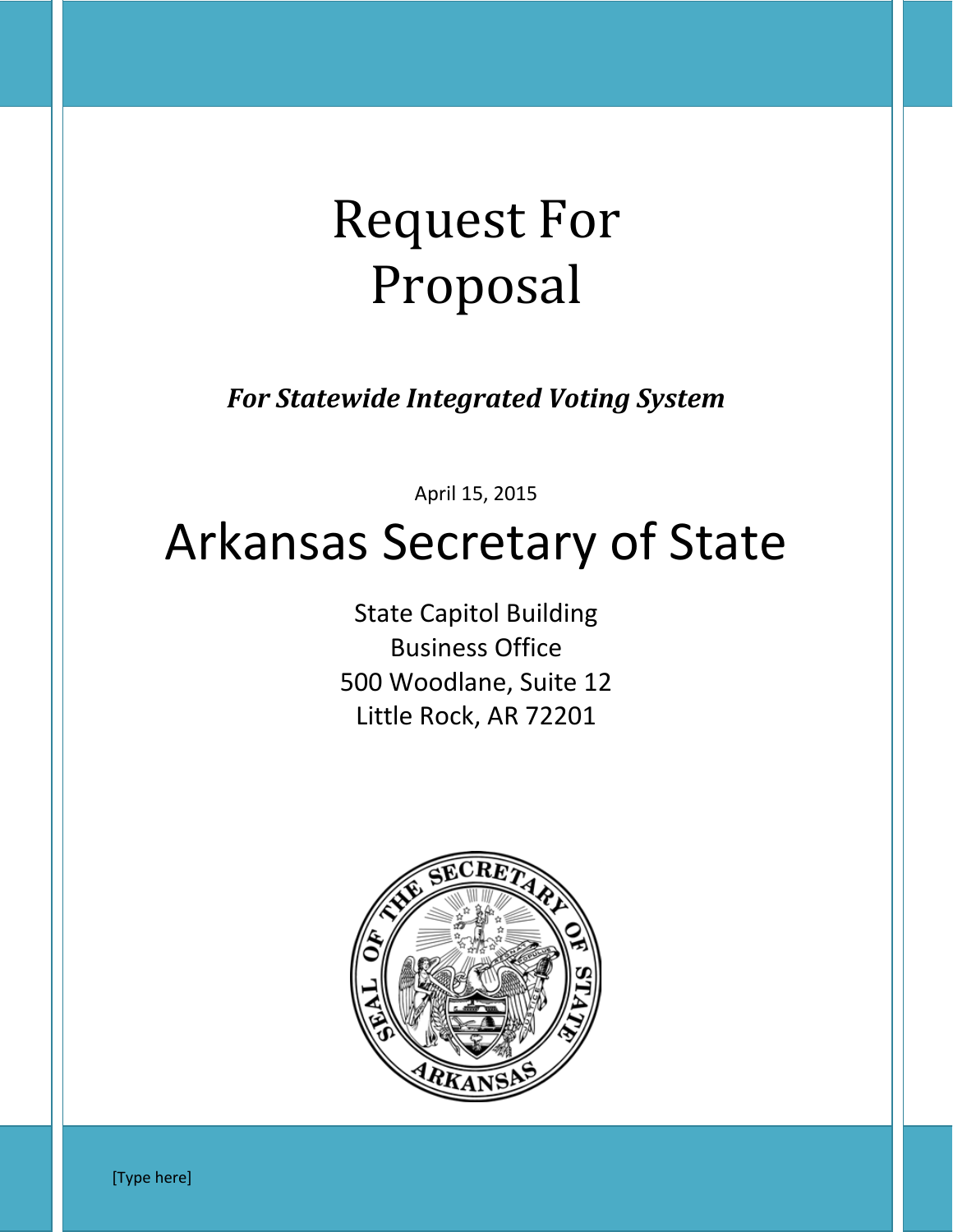# Request For Proposal

***For Statewide Integrated Voting System***

April 15, 2015

# Arkansas Secretary of State

State Capitol Building
Business Office
500 Woodlane, Suite 12
Little Rock, AR 72201

[Type here]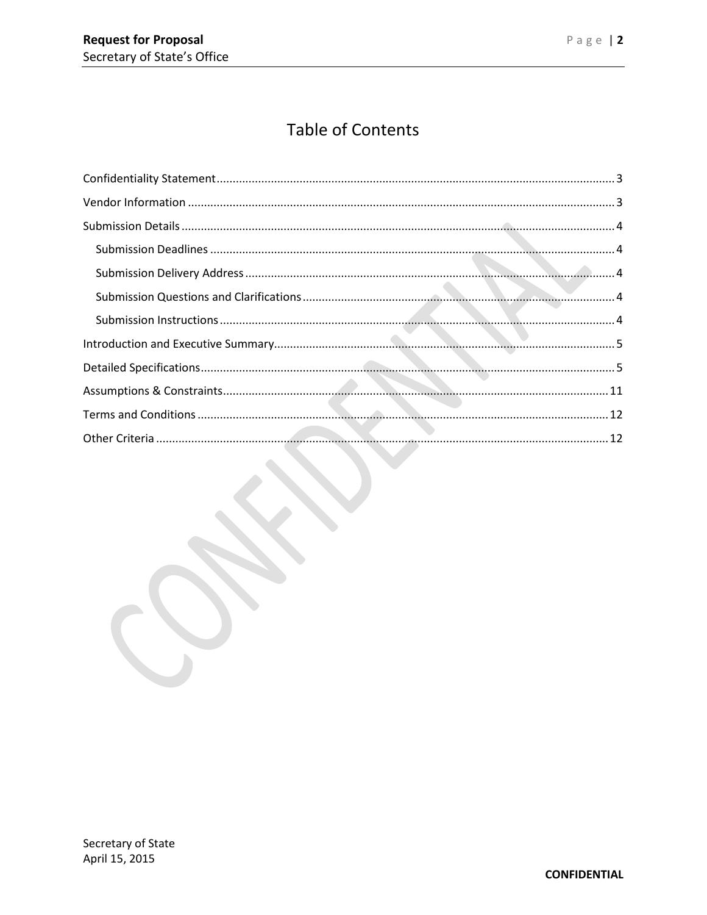# Table of Contents

Confidentiality Statement ........................................................................................................... 3

Vendor Information ..................................................................................................................... 3

Submission Details ...................................................................................................................... 4

- Submission Deadlines ............................................................................................................ 4
- Submission Delivery Address .................................................................................................. 4
- Submission Questions and Clarifications ................................................................................. 4
- Submission Instructions .......................................................................................................... 4

Introduction and Executive Summary.......................................................................................... 5

Detailed Specifications ................................................................................................................. 5

Assumptions & Constraints ........................................................................................................ 11

Terms and Conditions ................................................................................................................ 12

Other Criteria ............................................................................................................................ 12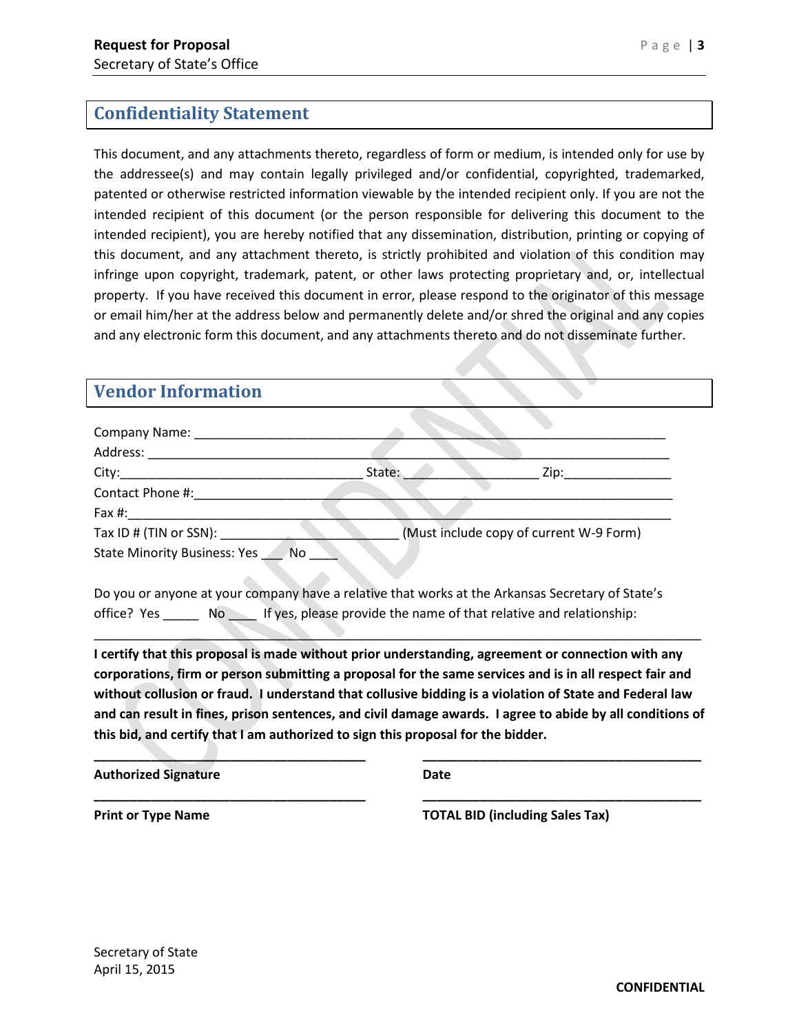## Confidentiality Statement

This document, and any attachments thereto, regardless of form or medium, is intended only for use by the addressee(s) and may contain legally privileged and/or confidential, copyrighted, trademarked, patented or otherwise restricted information viewable by the intended recipient only. If you are not the intended recipient of this document (or the person responsible for delivering this document to the intended recipient), you are hereby notified that any dissemination, distribution, printing or copying of this document, and any attachment thereto, is strictly prohibited and violation of this condition may infringe upon copyright, trademark, patent, or other laws protecting proprietary and, or, intellectual property. If you have received this document in error, please respond to the originator of this message or email him/her at the address below and permanently delete and/or shred the original and any copies and any electronic form this document, and any attachments thereto and do not disseminate further.

## Vendor Information

Company Name: ______________________________________________________________

Address: ________________________________________________________________

City:________________________________ State: _________________ Zip:______________

Contact Phone #:__________________________________________________________

Fax #:___________________________________________________________________

Tax ID # (TIN or SSN): _________________________ (Must include copy of current W-9 Form)

State Minority Business: Yes ___ No ____

Do you or anyone at your company have a relative that works at the Arkansas Secretary of State's office? Yes _____ No ____ If yes, please provide the name of that relative and relationship:

_________________________________________________________________________________

**I certify that this proposal is made without prior understanding, agreement or connection with any corporations, firm or person submitting a proposal for the same services and is in all respect fair and without collusion or fraud. I understand that collusive bidding is a violation of State and Federal law and can result in fines, prison sentences, and civil damage awards. I agree to abide by all conditions of this bid, and certify that I am authorized to sign this proposal for the bidder.**

______________________________________ ______________________________________

**Authorized Signature** **Date**

______________________________________ ______________________________________

**Print or Type Name** **TOTAL BID (including Sales Tax)**

Secretary of State
April 15, 2015

**CONFIDENTIAL**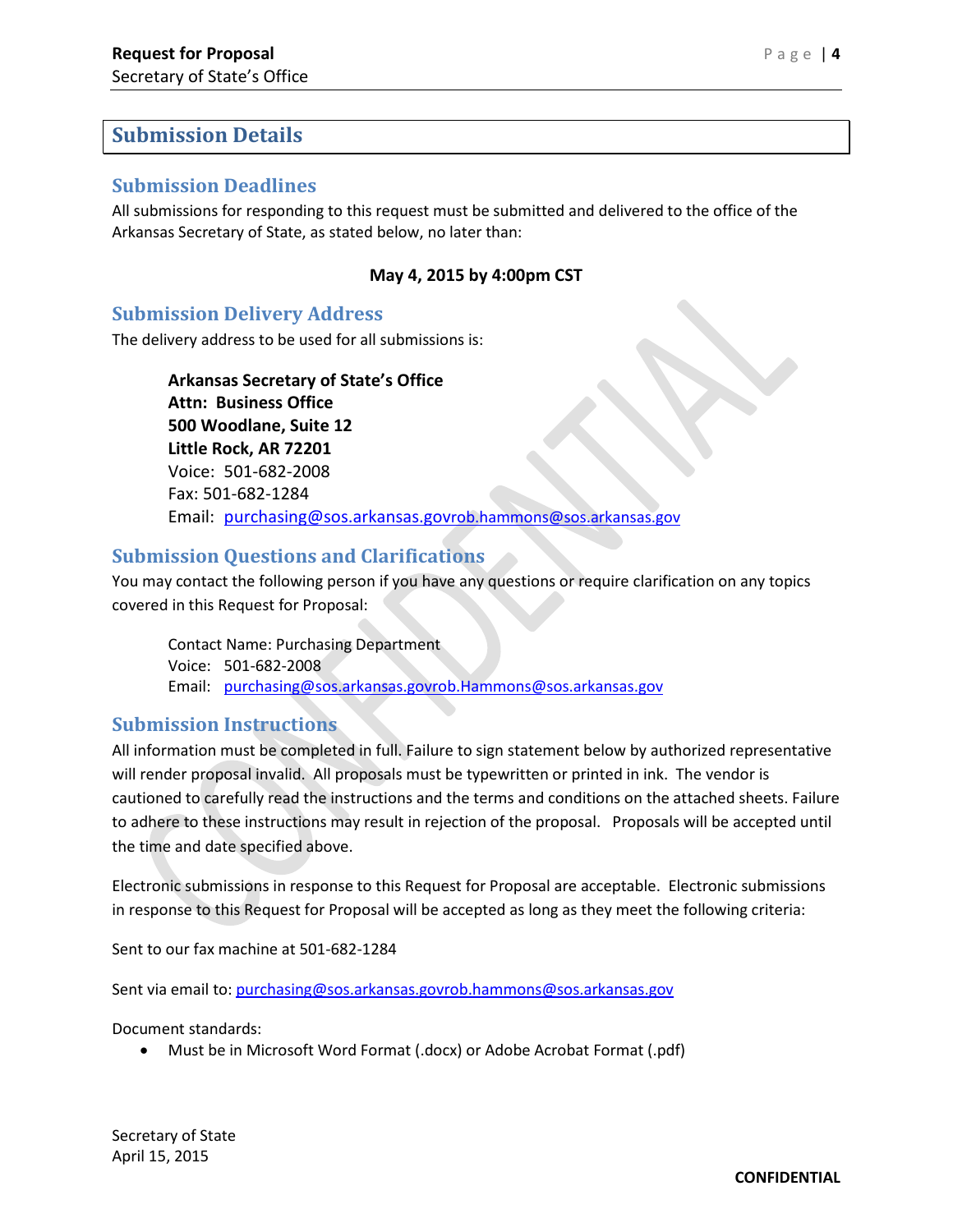## Submission Details

### Submission Deadlines

All submissions for responding to this request must be submitted and delivered to the office of the Arkansas Secretary of State, as stated below, no later than:

**May 4, 2015 by 4:00pm CST**

### Submission Delivery Address

The delivery address to be used for all submissions is:

> **Arkansas Secretary of State's Office**
> **Attn: Business Office**
> **500 Woodlane, Suite 12**
> **Little Rock, AR 72201**
> Voice: 501-682-2008
> Fax: 501-682-1284
> Email: purchasing@sos.arkansas.govrob.hammons@sos.arkansas.gov

### Submission Questions and Clarifications

You may contact the following person if you have any questions or require clarification on any topics covered in this Request for Proposal:

> Contact Name: Purchasing Department
> Voice: 501-682-2008
> Email: purchasing@sos.arkansas.govrob.Hammons@sos.arkansas.gov

### Submission Instructions

All information must be completed in full. Failure to sign statement below by authorized representative will render proposal invalid. All proposals must be typewritten or printed in ink. The vendor is cautioned to carefully read the instructions and the terms and conditions on the attached sheets. Failure to adhere to these instructions may result in rejection of the proposal. Proposals will be accepted until the time and date specified above.

Electronic submissions in response to this Request for Proposal are acceptable. Electronic submissions in response to this Request for Proposal will be accepted as long as they meet the following criteria:

Sent to our fax machine at 501-682-1284

Sent via email to: purchasing@sos.arkansas.govrob.hammons@sos.arkansas.gov

Document standards:

- Must be in Microsoft Word Format (.docx) or Adobe Acrobat Format (.pdf)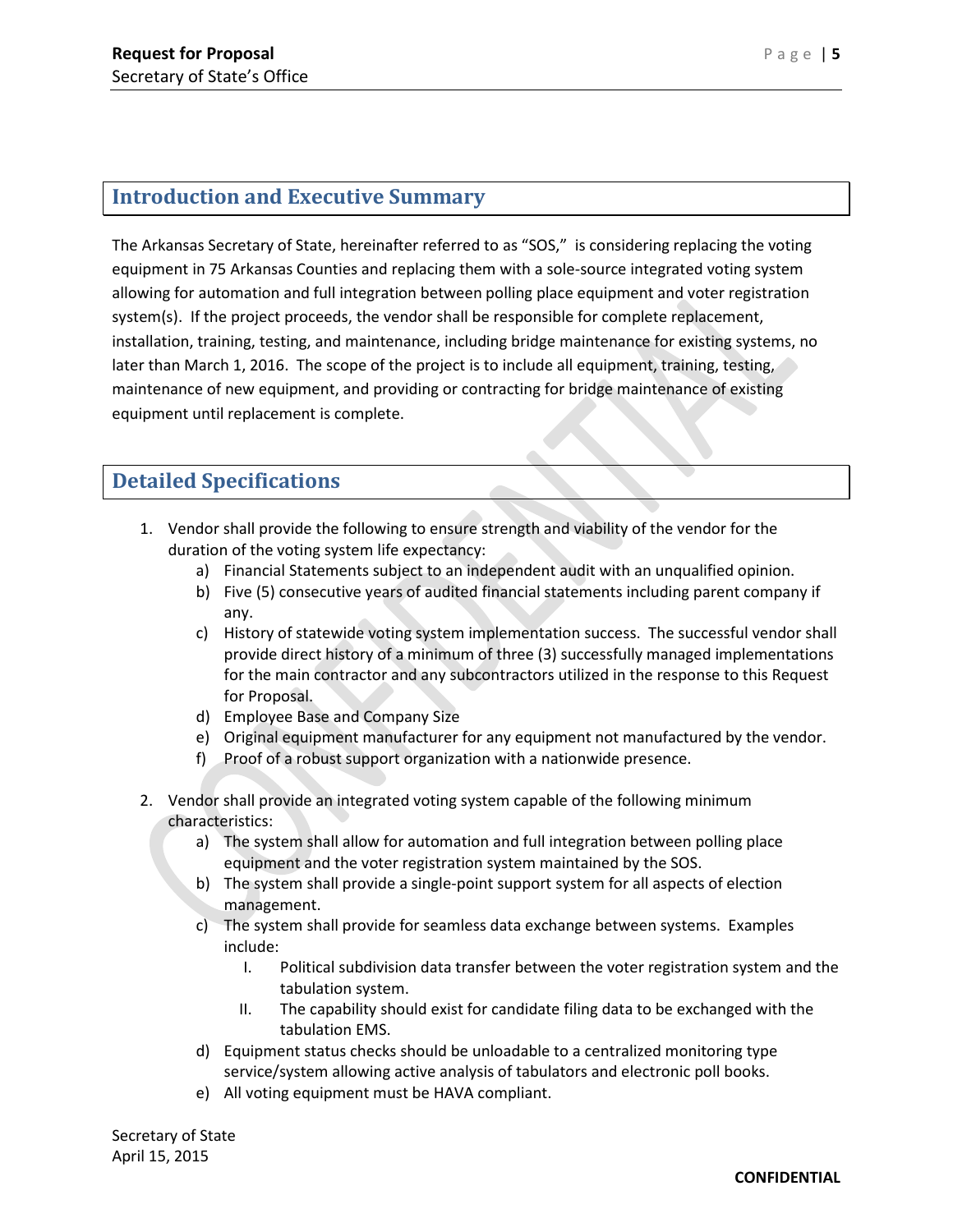## Introduction and Executive Summary

The Arkansas Secretary of State, hereinafter referred to as "SOS," is considering replacing the voting equipment in 75 Arkansas Counties and replacing them with a sole-source integrated voting system allowing for automation and full integration between polling place equipment and voter registration system(s). If the project proceeds, the vendor shall be responsible for complete replacement, installation, training, testing, and maintenance, including bridge maintenance for existing systems, no later than March 1, 2016. The scope of the project is to include all equipment, training, testing, maintenance of new equipment, and providing or contracting for bridge maintenance of existing equipment until replacement is complete.

## Detailed Specifications

1. Vendor shall provide the following to ensure strength and viability of the vendor for the duration of the voting system life expectancy:
   a) Financial Statements subject to an independent audit with an unqualified opinion.
   b) Five (5) consecutive years of audited financial statements including parent company if any.
   c) History of statewide voting system implementation success. The successful vendor shall provide direct history of a minimum of three (3) successfully managed implementations for the main contractor and any subcontractors utilized in the response to this Request for Proposal.
   d) Employee Base and Company Size
   e) Original equipment manufacturer for any equipment not manufactured by the vendor.
   f) Proof of a robust support organization with a nationwide presence.

2. Vendor shall provide an integrated voting system capable of the following minimum characteristics:
   a) The system shall allow for automation and full integration between polling place equipment and the voter registration system maintained by the SOS.
   b) The system shall provide a single-point support system for all aspects of election management.
   c) The system shall provide for seamless data exchange between systems. Examples include:
      I. Political subdivision data transfer between the voter registration system and the tabulation system.
      II. The capability should exist for candidate filing data to be exchanged with the tabulation EMS.
   d) Equipment status checks should be unloadable to a centralized monitoring type service/system allowing active analysis of tabulators and electronic poll books.
   e) All voting equipment must be HAVA compliant.

Secretary of State
April 15, 2015

CONFIDENTIAL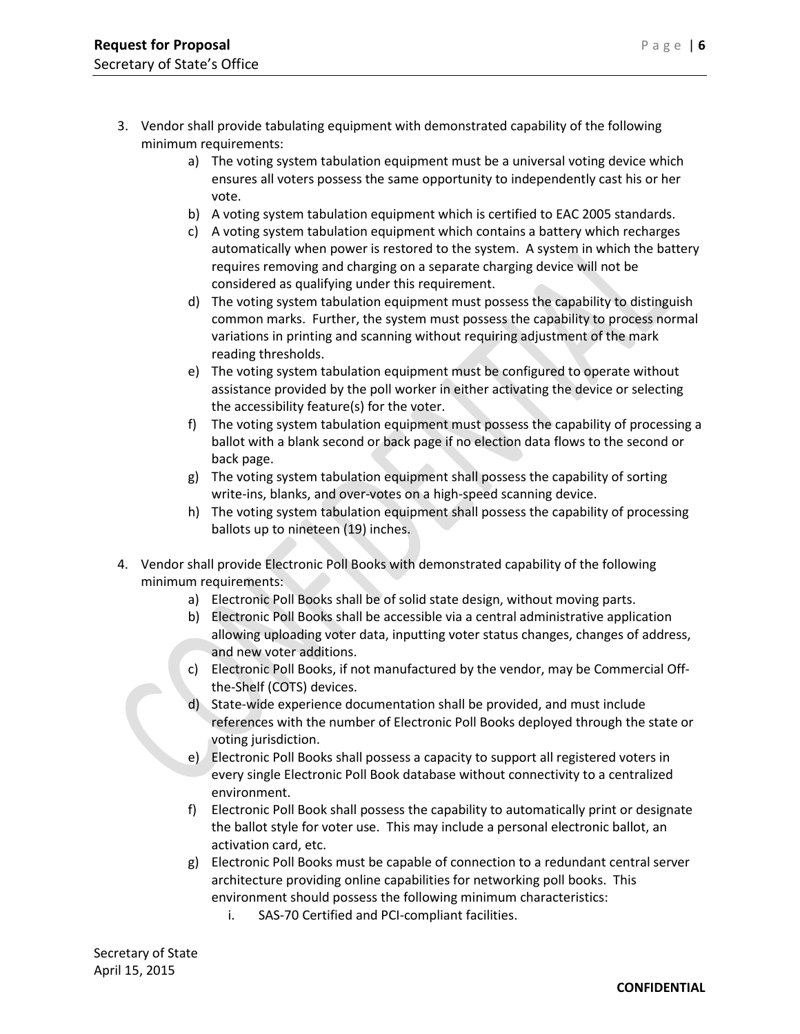3. Vendor shall provide tabulating equipment with demonstrated capability of the following minimum requirements:
    a) The voting system tabulation equipment must be a universal voting device which ensures all voters possess the same opportunity to independently cast his or her vote.
    b) A voting system tabulation equipment which is certified to EAC 2005 standards.
    c) A voting system tabulation equipment which contains a battery which recharges automatically when power is restored to the system. A system in which the battery requires removing and charging on a separate charging device will not be considered as qualifying under this requirement.
    d) The voting system tabulation equipment must possess the capability to distinguish common marks. Further, the system must possess the capability to process normal variations in printing and scanning without requiring adjustment of the mark reading thresholds.
    e) The voting system tabulation equipment must be configured to operate without assistance provided by the poll worker in either activating the device or selecting the accessibility feature(s) for the voter.
    f) The voting system tabulation equipment must possess the capability of processing a ballot with a blank second or back page if no election data flows to the second or back page.
    g) The voting system tabulation equipment shall possess the capability of sorting write-ins, blanks, and over-votes on a high-speed scanning device.
    h) The voting system tabulation equipment shall possess the capability of processing ballots up to nineteen (19) inches.

4. Vendor shall provide Electronic Poll Books with demonstrated capability of the following minimum requirements:
    a) Electronic Poll Books shall be of solid state design, without moving parts.
    b) Electronic Poll Books shall be accessible via a central administrative application allowing uploading voter data, inputting voter status changes, changes of address, and new voter additions.
    c) Electronic Poll Books, if not manufactured by the vendor, may be Commercial Off-the-Shelf (COTS) devices.
    d) State-wide experience documentation shall be provided, and must include references with the number of Electronic Poll Books deployed through the state or voting jurisdiction.
    e) Electronic Poll Books shall possess a capacity to support all registered voters in every single Electronic Poll Book database without connectivity to a centralized environment.
    f) Electronic Poll Book shall possess the capability to automatically print or designate the ballot style for voter use. This may include a personal electronic ballot, an activation card, etc.
    g) Electronic Poll Books must be capable of connection to a redundant central server architecture providing online capabilities for networking poll books. This environment should possess the following minimum characteristics:
        i. SAS-70 Certified and PCI-compliant facilities.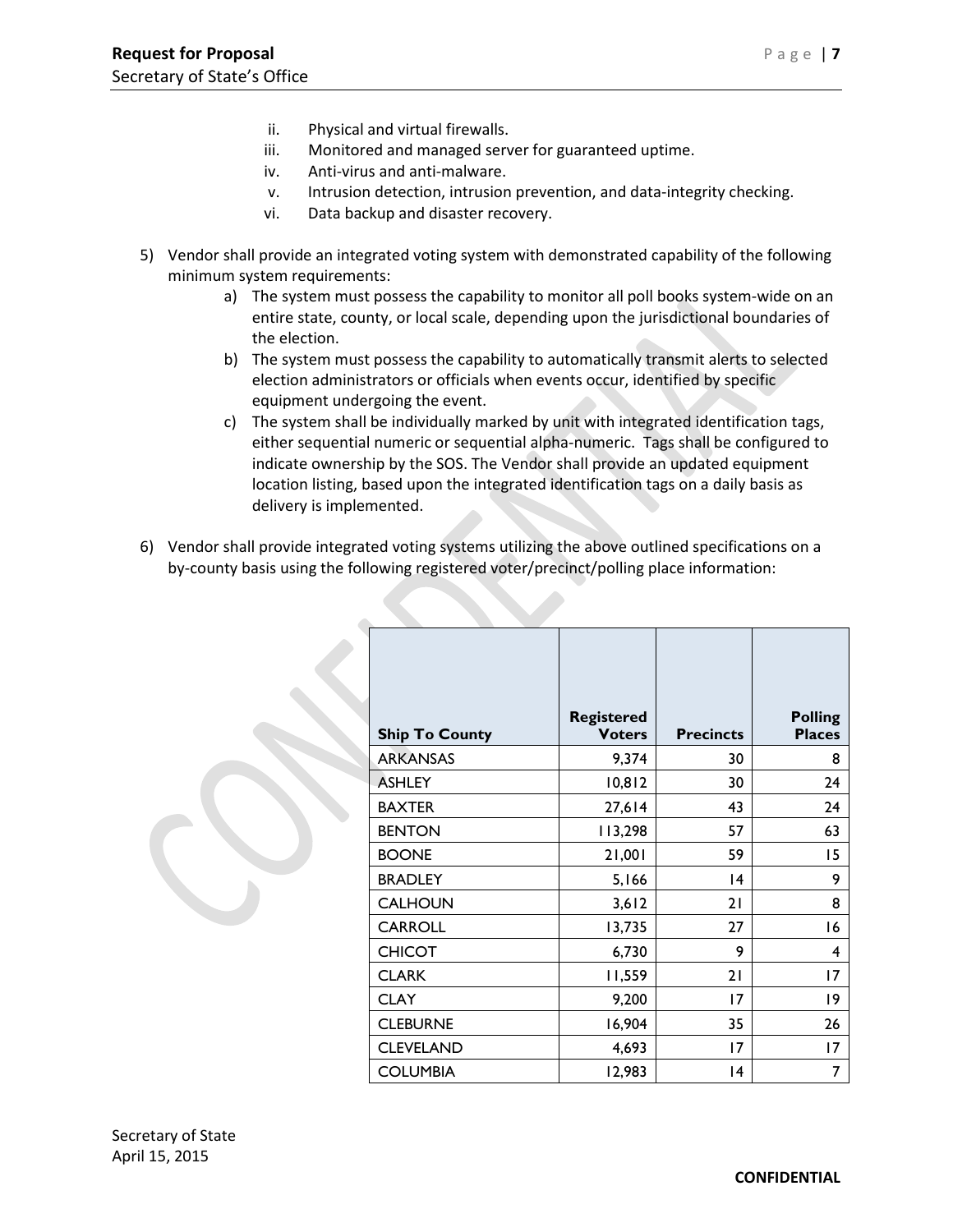ii. Physical and virtual firewalls.
iii. Monitored and managed server for guaranteed uptime.
iv. Anti-virus and anti-malware.
v. Intrusion detection, intrusion prevention, and data-integrity checking.
vi. Data backup and disaster recovery.

5) Vendor shall provide an integrated voting system with demonstrated capability of the following minimum system requirements:
   a) The system must possess the capability to monitor all poll books system-wide on an entire state, county, or local scale, depending upon the jurisdictional boundaries of the election.
   b) The system must possess the capability to automatically transmit alerts to selected election administrators or officials when events occur, identified by specific equipment undergoing the event.
   c) The system shall be individually marked by unit with integrated identification tags, either sequential numeric or sequential alpha-numeric. Tags shall be configured to indicate ownership by the SOS. The Vendor shall provide an updated equipment location listing, based upon the integrated identification tags on a daily basis as delivery is implemented.

6) Vendor shall provide integrated voting systems utilizing the above outlined specifications on a by-county basis using the following registered voter/precinct/polling place information:

| Ship To County | Registered Voters | Precincts | Polling Places |
|---|---:|---:|---:|
| ARKANSAS | 9,374 | 30 | 8 |
| ASHLEY | 10,812 | 30 | 24 |
| BAXTER | 27,614 | 43 | 24 |
| BENTON | 113,298 | 57 | 63 |
| BOONE | 21,001 | 59 | 15 |
| BRADLEY | 5,166 | 14 | 9 |
| CALHOUN | 3,612 | 21 | 8 |
| CARROLL | 13,735 | 27 | 16 |
| CHICOT | 6,730 | 9 | 4 |
| CLARK | 11,559 | 21 | 17 |
| CLAY | 9,200 | 17 | 19 |
| CLEBURNE | 16,904 | 35 | 26 |
| CLEVELAND | 4,693 | 17 | 17 |
| COLUMBIA | 12,983 | 14 | 7 |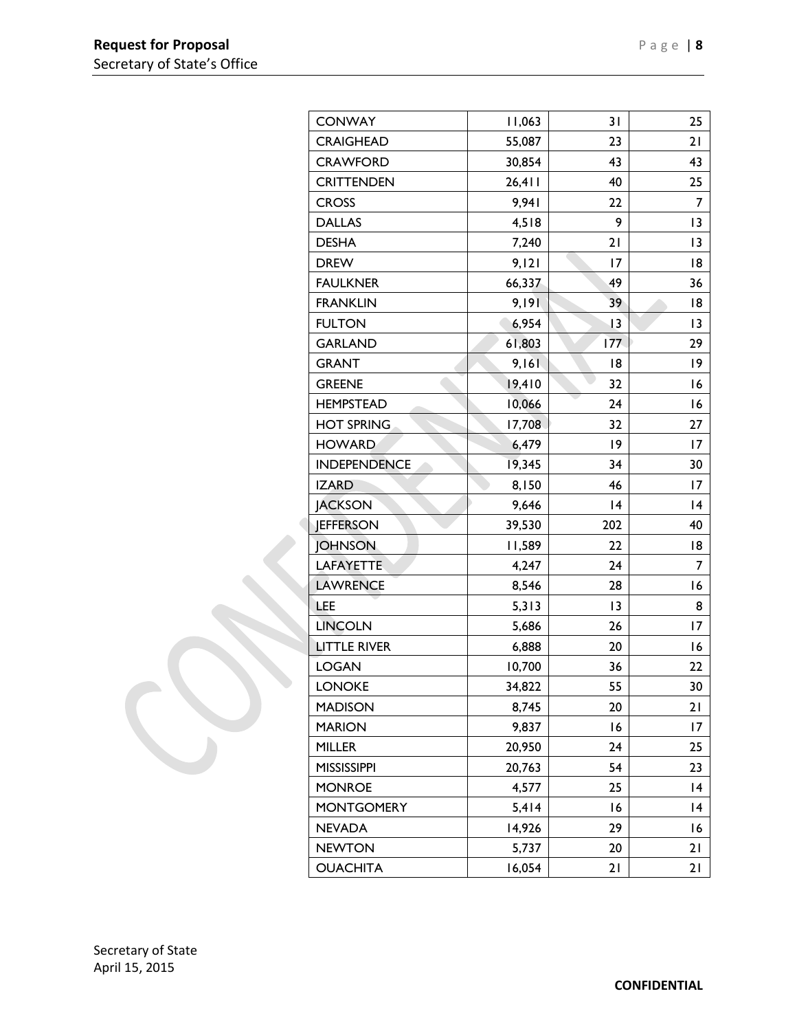| CONWAY | 11,063 | 31 | 25 |
|---|---|---|---|
| CRAIGHEAD | 55,087 | 23 | 21 |
| CRAWFORD | 30,854 | 43 | 43 |
| CRITTENDEN | 26,411 | 40 | 25 |
| CROSS | 9,941 | 22 | 7 |
| DALLAS | 4,518 | 9 | 13 |
| DESHA | 7,240 | 21 | 13 |
| DREW | 9,121 | 17 | 18 |
| FAULKNER | 66,337 | 49 | 36 |
| FRANKLIN | 9,191 | 39 | 18 |
| FULTON | 6,954 | 13 | 13 |
| GARLAND | 61,803 | 177 | 29 |
| GRANT | 9,161 | 18 | 19 |
| GREENE | 19,410 | 32 | 16 |
| HEMPSTEAD | 10,066 | 24 | 16 |
| HOT SPRING | 17,708 | 32 | 27 |
| HOWARD | 6,479 | 19 | 17 |
| INDEPENDENCE | 19,345 | 34 | 30 |
| IZARD | 8,150 | 46 | 17 |
| JACKSON | 9,646 | 14 | 14 |
| JEFFERSON | 39,530 | 202 | 40 |
| JOHNSON | 11,589 | 22 | 18 |
| LAFAYETTE | 4,247 | 24 | 7 |
| LAWRENCE | 8,546 | 28 | 16 |
| LEE | 5,313 | 13 | 8 |
| LINCOLN | 5,686 | 26 | 17 |
| LITTLE RIVER | 6,888 | 20 | 16 |
| LOGAN | 10,700 | 36 | 22 |
| LONOKE | 34,822 | 55 | 30 |
| MADISON | 8,745 | 20 | 21 |
| MARION | 9,837 | 16 | 17 |
| MILLER | 20,950 | 24 | 25 |
| MISSISSIPPI | 20,763 | 54 | 23 |
| MONROE | 4,577 | 25 | 14 |
| MONTGOMERY | 5,414 | 16 | 14 |
| NEVADA | 14,926 | 29 | 16 |
| NEWTON | 5,737 | 20 | 21 |
| OUACHITA | 16,054 | 21 | 21 |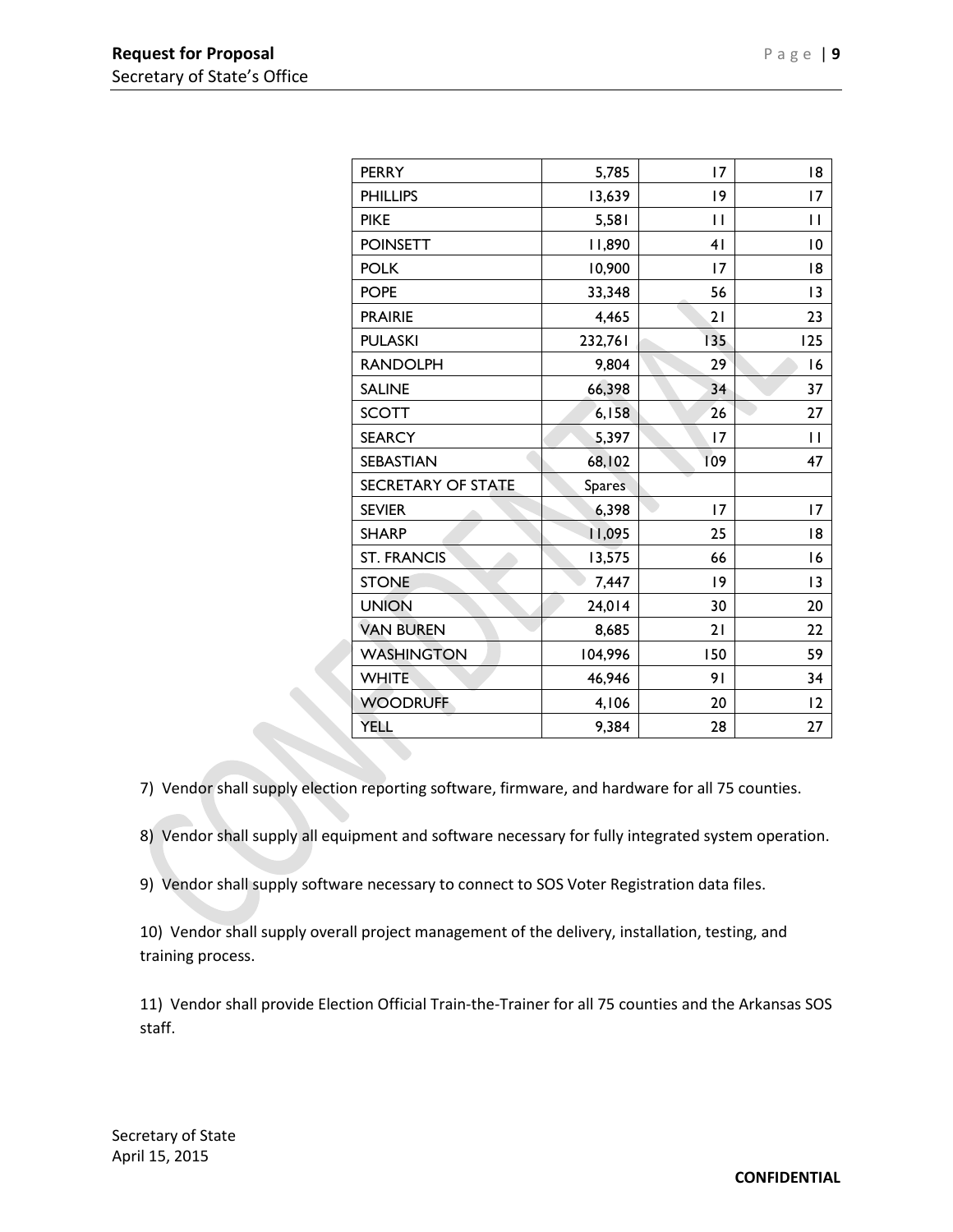| | | | |
|---|---|---|---|
| PERRY | 5,785 | 17 | 18 |
| PHILLIPS | 13,639 | 19 | 17 |
| PIKE | 5,581 | 11 | 11 |
| POINSETT | 11,890 | 41 | 10 |
| POLK | 10,900 | 17 | 18 |
| POPE | 33,348 | 56 | 13 |
| PRAIRIE | 4,465 | 21 | 23 |
| PULASKI | 232,761 | 135 | 125 |
| RANDOLPH | 9,804 | 29 | 16 |
| SALINE | 66,398 | 34 | 37 |
| SCOTT | 6,158 | 26 | 27 |
| SEARCY | 5,397 | 17 | 11 |
| SEBASTIAN | 68,102 | 109 | 47 |
| SECRETARY OF STATE | Spares | | |
| SEVIER | 6,398 | 17 | 17 |
| SHARP | 11,095 | 25 | 18 |
| ST. FRANCIS | 13,575 | 66 | 16 |
| STONE | 7,447 | 19 | 13 |
| UNION | 24,014 | 30 | 20 |
| VAN BUREN | 8,685 | 21 | 22 |
| WASHINGTON | 104,996 | 150 | 59 |
| WHITE | 46,946 | 91 | 34 |
| WOODRUFF | 4,106 | 20 | 12 |
| YELL | 9,384 | 28 | 27 |

7) Vendor shall supply election reporting software, firmware, and hardware for all 75 counties.

8) Vendor shall supply all equipment and software necessary for fully integrated system operation.

9) Vendor shall supply software necessary to connect to SOS Voter Registration data files.

10) Vendor shall supply overall project management of the delivery, installation, testing, and training process.

11) Vendor shall provide Election Official Train-the-Trainer for all 75 counties and the Arkansas SOS staff.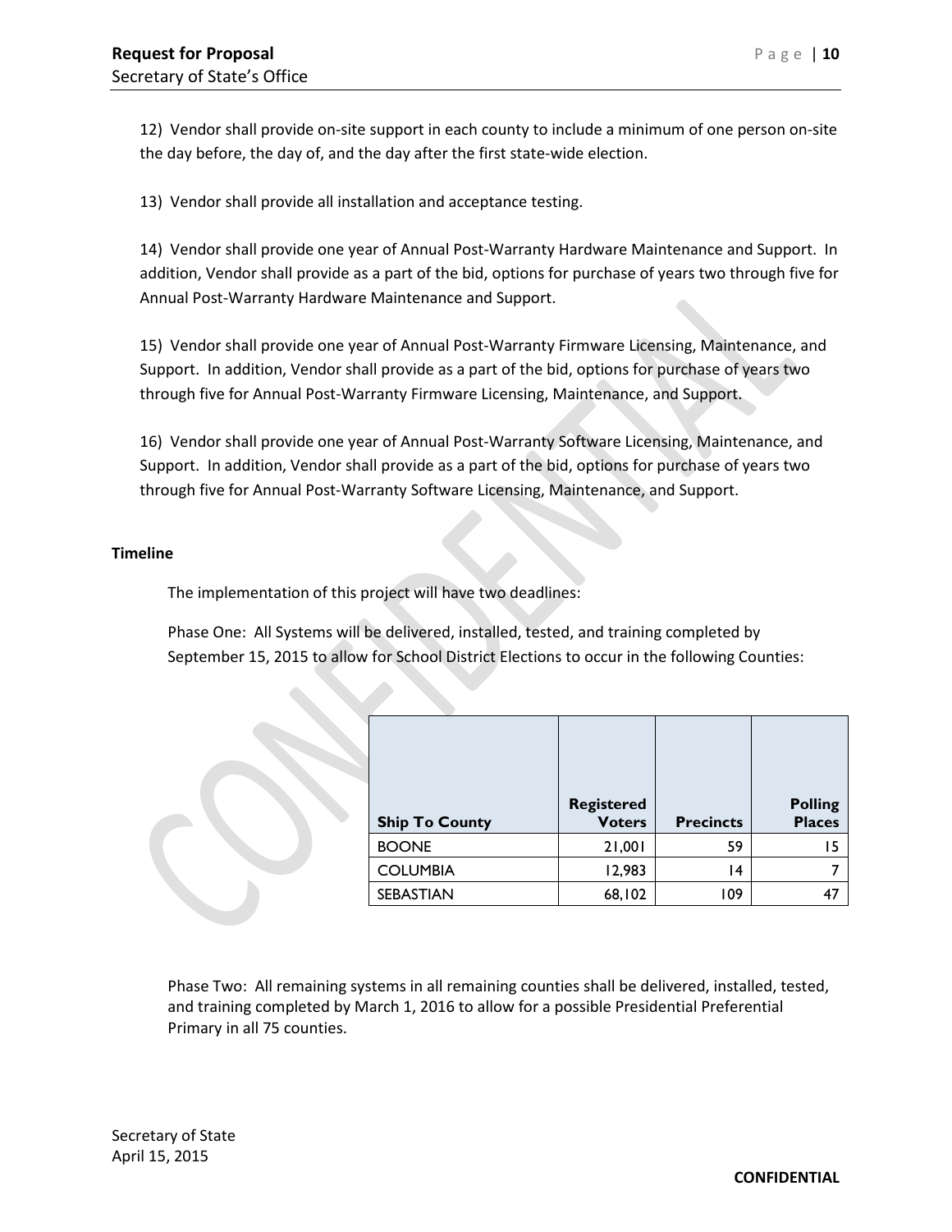12) Vendor shall provide on-site support in each county to include a minimum of one person on-site the day before, the day of, and the day after the first state-wide election.

13) Vendor shall provide all installation and acceptance testing.

14) Vendor shall provide one year of Annual Post-Warranty Hardware Maintenance and Support. In addition, Vendor shall provide as a part of the bid, options for purchase of years two through five for Annual Post-Warranty Hardware Maintenance and Support.

15) Vendor shall provide one year of Annual Post-Warranty Firmware Licensing, Maintenance, and Support. In addition, Vendor shall provide as a part of the bid, options for purchase of years two through five for Annual Post-Warranty Firmware Licensing, Maintenance, and Support.

16) Vendor shall provide one year of Annual Post-Warranty Software Licensing, Maintenance, and Support. In addition, Vendor shall provide as a part of the bid, options for purchase of years two through five for Annual Post-Warranty Software Licensing, Maintenance, and Support.

**Timeline**

The implementation of this project will have two deadlines:

Phase One: All Systems will be delivered, installed, tested, and training completed by September 15, 2015 to allow for School District Elections to occur in the following Counties:

| Ship To County | Registered Voters | Precincts | Polling Places |
|---|---|---|---|
| BOONE | 21,001 | 59 | 15 |
| COLUMBIA | 12,983 | 14 | 7 |
| SEBASTIAN | 68,102 | 109 | 47 |

Phase Two: All remaining systems in all remaining counties shall be delivered, installed, tested, and training completed by March 1, 2016 to allow for a possible Presidential Preferential Primary in all 75 counties.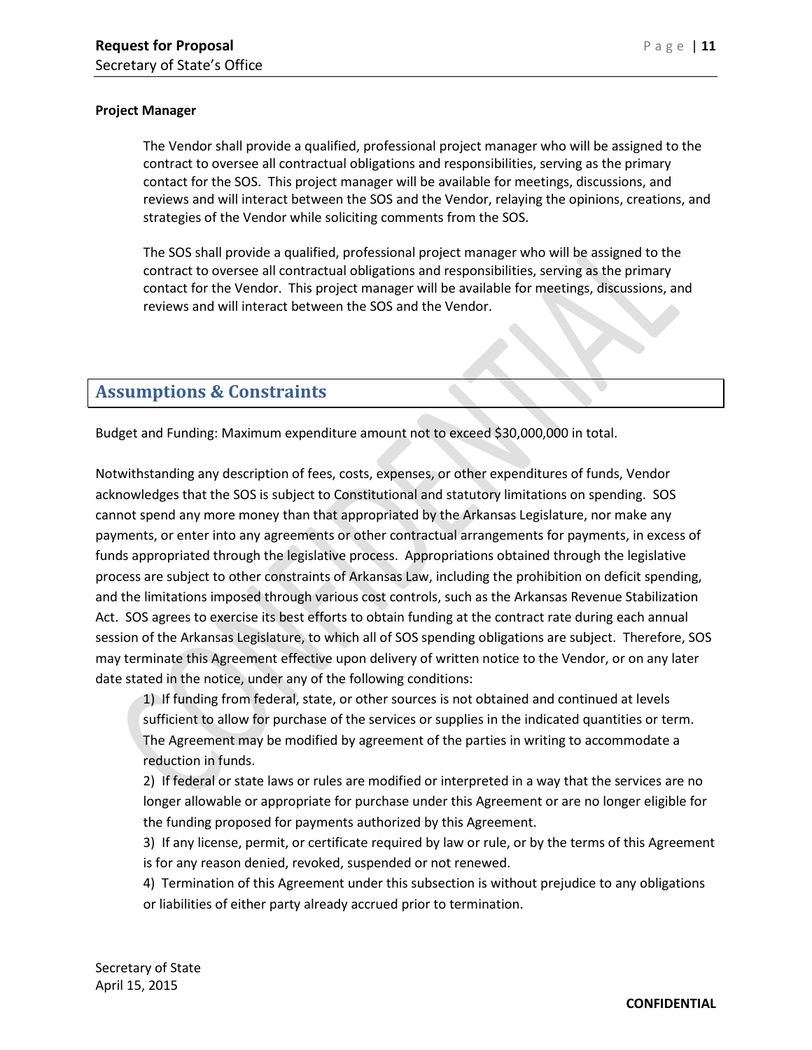**Project Manager**

The Vendor shall provide a qualified, professional project manager who will be assigned to the contract to oversee all contractual obligations and responsibilities, serving as the primary contact for the SOS. This project manager will be available for meetings, discussions, and reviews and will interact between the SOS and the Vendor, relaying the opinions, creations, and strategies of the Vendor while soliciting comments from the SOS.

The SOS shall provide a qualified, professional project manager who will be assigned to the contract to oversee all contractual obligations and responsibilities, serving as the primary contact for the Vendor. This project manager will be available for meetings, discussions, and reviews and will interact between the SOS and the Vendor.

## Assumptions & Constraints

Budget and Funding: Maximum expenditure amount not to exceed $30,000,000 in total.

Notwithstanding any description of fees, costs, expenses, or other expenditures of funds, Vendor acknowledges that the SOS is subject to Constitutional and statutory limitations on spending. SOS cannot spend any more money than that appropriated by the Arkansas Legislature, nor make any payments, or enter into any agreements or other contractual arrangements for payments, in excess of funds appropriated through the legislative process. Appropriations obtained through the legislative process are subject to other constraints of Arkansas Law, including the prohibition on deficit spending, and the limitations imposed through various cost controls, such as the Arkansas Revenue Stabilization Act. SOS agrees to exercise its best efforts to obtain funding at the contract rate during each annual session of the Arkansas Legislature, to which all of SOS spending obligations are subject. Therefore, SOS may terminate this Agreement effective upon delivery of written notice to the Vendor, or on any later date stated in the notice, under any of the following conditions:

1) If funding from federal, state, or other sources is not obtained and continued at levels sufficient to allow for purchase of the services or supplies in the indicated quantities or term. The Agreement may be modified by agreement of the parties in writing to accommodate a reduction in funds.
2) If federal or state laws or rules are modified or interpreted in a way that the services are no longer allowable or appropriate for purchase under this Agreement or are no longer eligible for the funding proposed for payments authorized by this Agreement.
3) If any license, permit, or certificate required by law or rule, or by the terms of this Agreement is for any reason denied, revoked, suspended or not renewed.
4) Termination of this Agreement under this subsection is without prejudice to any obligations or liabilities of either party already accrued prior to termination.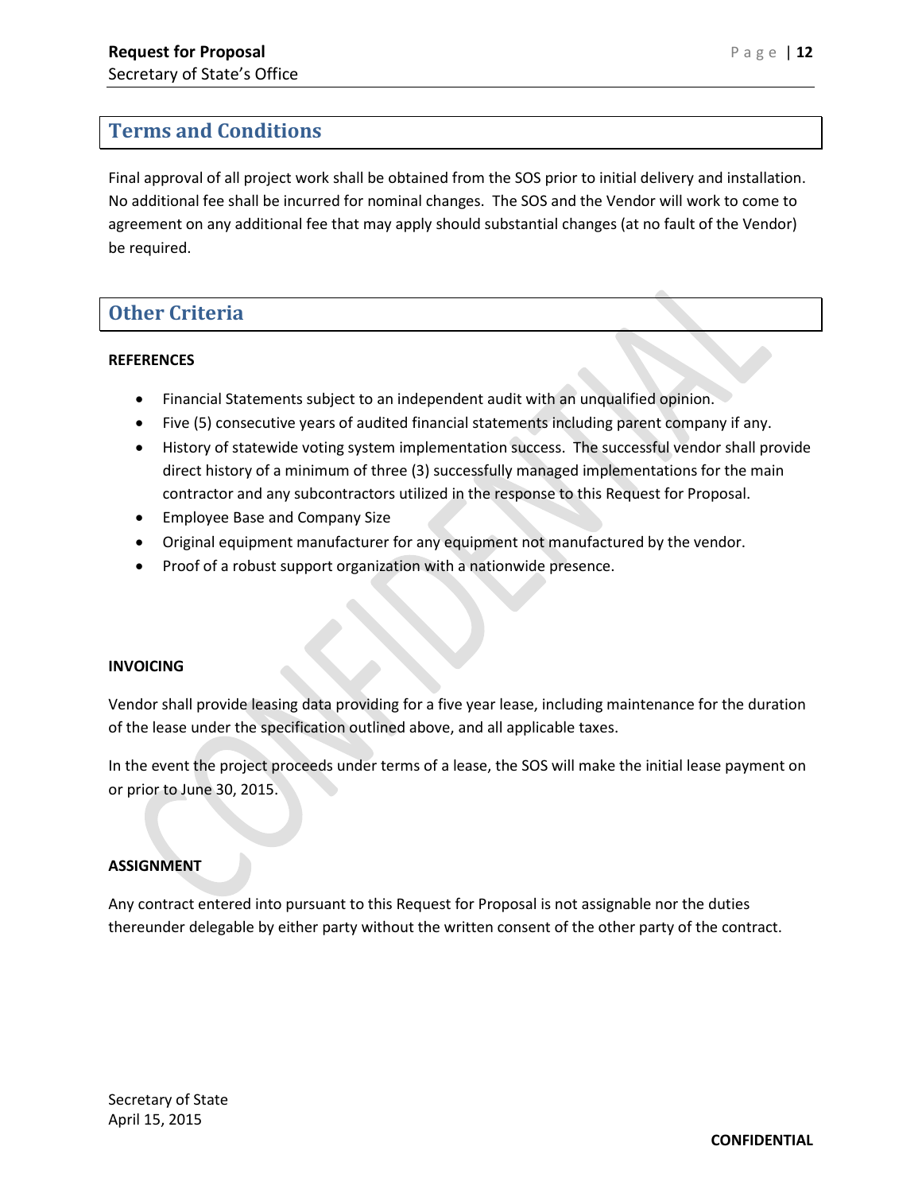## Terms and Conditions

Final approval of all project work shall be obtained from the SOS prior to initial delivery and installation. No additional fee shall be incurred for nominal changes. The SOS and the Vendor will work to come to agreement on any additional fee that may apply should substantial changes (at no fault of the Vendor) be required.

## Other Criteria

**REFERENCES**

- Financial Statements subject to an independent audit with an unqualified opinion.
- Five (5) consecutive years of audited financial statements including parent company if any.
- History of statewide voting system implementation success. The successful vendor shall provide direct history of a minimum of three (3) successfully managed implementations for the main contractor and any subcontractors utilized in the response to this Request for Proposal.
- Employee Base and Company Size
- Original equipment manufacturer for any equipment not manufactured by the vendor.
- Proof of a robust support organization with a nationwide presence.

**INVOICING**

Vendor shall provide leasing data providing for a five year lease, including maintenance for the duration of the lease under the specification outlined above, and all applicable taxes.

In the event the project proceeds under terms of a lease, the SOS will make the initial lease payment on or prior to June 30, 2015.

**ASSIGNMENT**

Any contract entered into pursuant to this Request for Proposal is not assignable nor the duties thereunder delegable by either party without the written consent of the other party of the contract.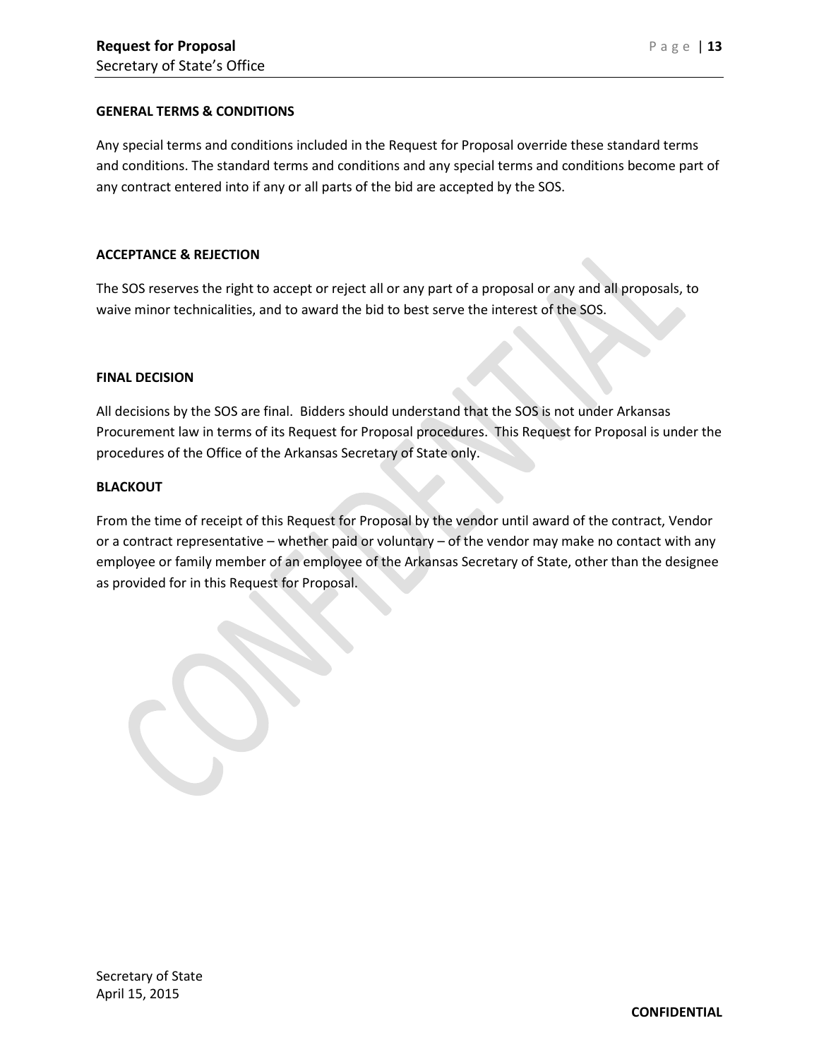**GENERAL TERMS & CONDITIONS**

Any special terms and conditions included in the Request for Proposal override these standard terms and conditions. The standard terms and conditions and any special terms and conditions become part of any contract entered into if any or all parts of the bid are accepted by the SOS.

**ACCEPTANCE & REJECTION**

The SOS reserves the right to accept or reject all or any part of a proposal or any and all proposals, to waive minor technicalities, and to award the bid to best serve the interest of the SOS.

**FINAL DECISION**

All decisions by the SOS are final. Bidders should understand that the SOS is not under Arkansas Procurement law in terms of its Request for Proposal procedures. This Request for Proposal is under the procedures of the Office of the Arkansas Secretary of State only.

**BLACKOUT**

From the time of receipt of this Request for Proposal by the vendor until award of the contract, Vendor or a contract representative – whether paid or voluntary – of the vendor may make no contact with any employee or family member of an employee of the Arkansas Secretary of State, other than the designee as provided for in this Request for Proposal.